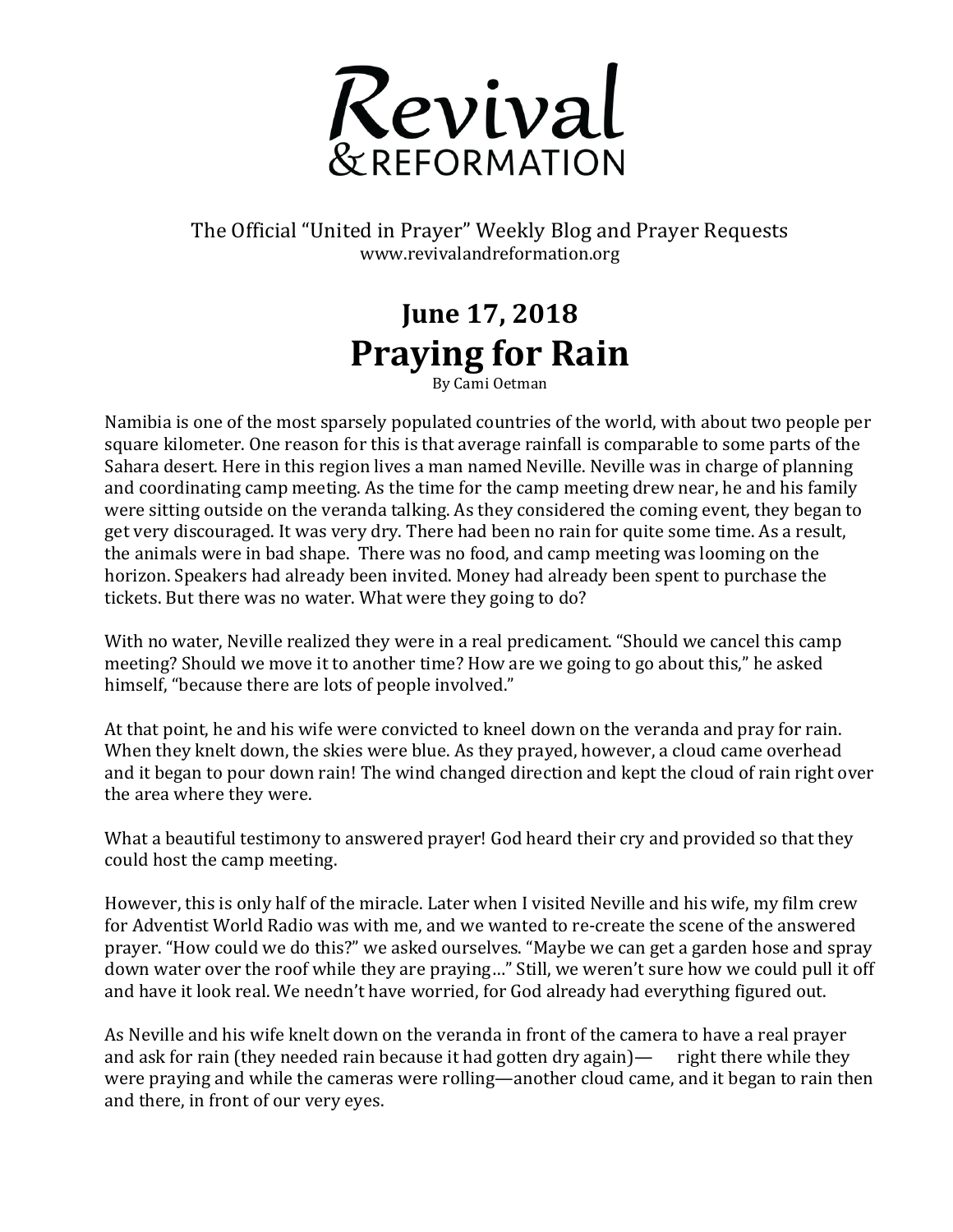# Revival & REFORMATION

The Official "United in Prayer" Weekly Blog and Prayer Requests
www.revivalandreformation.org

## June 17, 2018
# Praying for Rain

By Cami Oetman

Namibia is one of the most sparsely populated countries of the world, with about two people per square kilometer. One reason for this is that average rainfall is comparable to some parts of the Sahara desert. Here in this region lives a man named Neville. Neville was in charge of planning and coordinating camp meeting. As the time for the camp meeting drew near, he and his family were sitting outside on the veranda talking. As they considered the coming event, they began to get very discouraged. It was very dry. There had been no rain for quite some time. As a result, the animals were in bad shape. There was no food, and camp meeting was looming on the horizon. Speakers had already been invited. Money had already been spent to purchase the tickets. But there was no water. What were they going to do?

With no water, Neville realized they were in a real predicament. "Should we cancel this camp meeting? Should we move it to another time? How are we going to go about this," he asked himself, "because there are lots of people involved."

At that point, he and his wife were convicted to kneel down on the veranda and pray for rain. When they knelt down, the skies were blue. As they prayed, however, a cloud came overhead and it began to pour down rain! The wind changed direction and kept the cloud of rain right over the area where they were.

What a beautiful testimony to answered prayer! God heard their cry and provided so that they could host the camp meeting.

However, this is only half of the miracle. Later when I visited Neville and his wife, my film crew for Adventist World Radio was with me, and we wanted to re-create the scene of the answered prayer. "How could we do this?" we asked ourselves. "Maybe we can get a garden hose and spray down water over the roof while they are praying…" Still, we weren't sure how we could pull it off and have it look real. We needn't have worried, for God already had everything figured out.

As Neville and his wife knelt down on the veranda in front of the camera to have a real prayer and ask for rain (they needed rain because it had gotten dry again)— right there while they were praying and while the cameras were rolling—another cloud came, and it began to rain then and there, in front of our very eyes.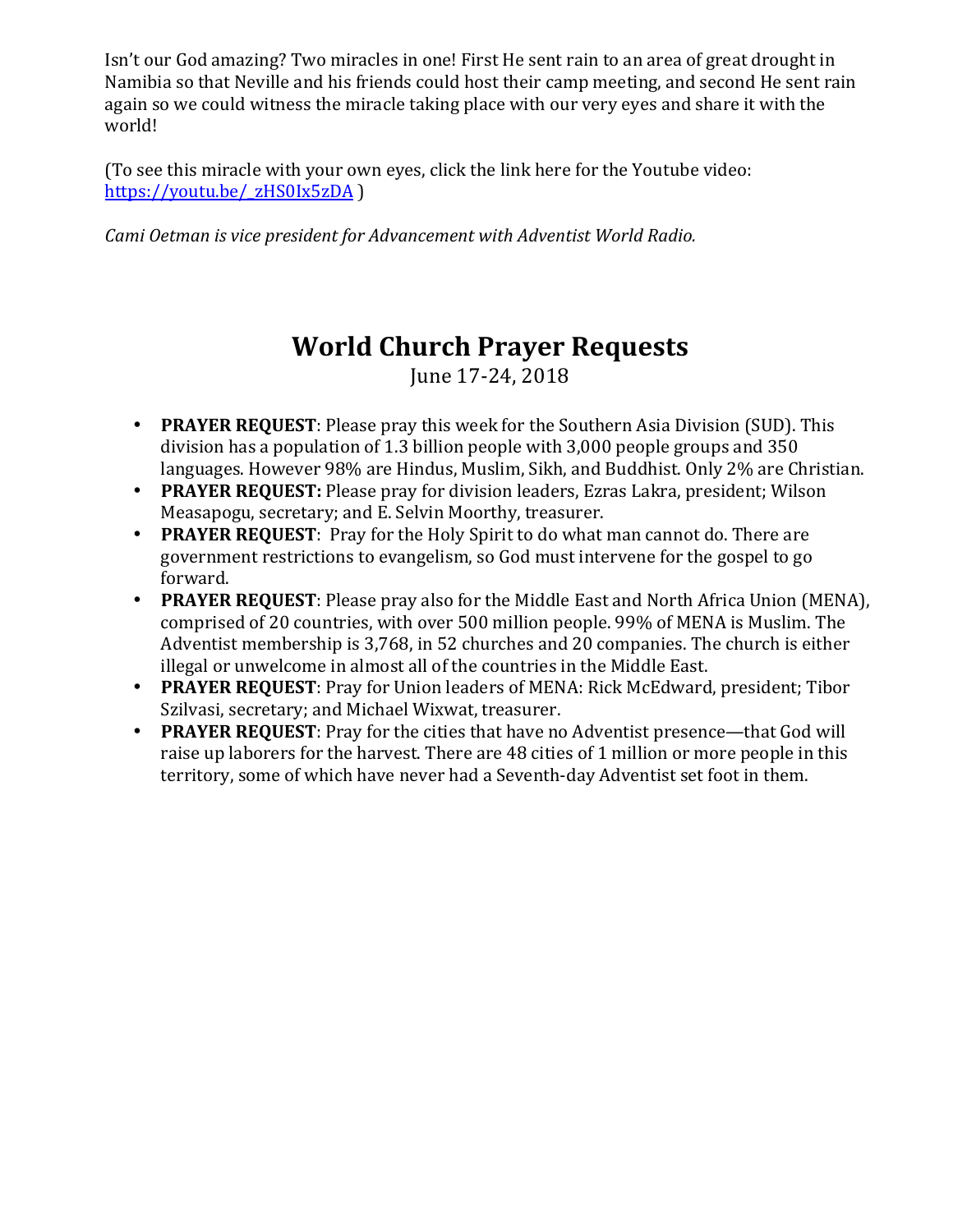Isn't our God amazing? Two miracles in one! First He sent rain to an area of great drought in Namibia so that Neville and his friends could host their camp meeting, and second He sent rain again so we could witness the miracle taking place with our very eyes and share it with the world!

(To see this miracle with your own eyes, click the link here for the Youtube video: https://youtu.be/_zHS0Ix5zDA )

*Cami Oetman is vice president for Advancement with Adventist World Radio.*

# World Church Prayer Requests

June 17-24, 2018

- **PRAYER REQUEST**: Please pray this week for the Southern Asia Division (SUD). This division has a population of 1.3 billion people with 3,000 people groups and 350 languages. However 98% are Hindus, Muslim, Sikh, and Buddhist. Only 2% are Christian.
- **PRAYER REQUEST:** Please pray for division leaders, Ezras Lakra, president; Wilson Measapogu, secretary; and E. Selvin Moorthy, treasurer.
- **PRAYER REQUEST**: Pray for the Holy Spirit to do what man cannot do. There are government restrictions to evangelism, so God must intervene for the gospel to go forward.
- **PRAYER REQUEST**: Please pray also for the Middle East and North Africa Union (MENA), comprised of 20 countries, with over 500 million people. 99% of MENA is Muslim. The Adventist membership is 3,768, in 52 churches and 20 companies. The church is either illegal or unwelcome in almost all of the countries in the Middle East.
- **PRAYER REQUEST**: Pray for Union leaders of MENA: Rick McEdward, president; Tibor Szilvasi, secretary; and Michael Wixwat, treasurer.
- **PRAYER REQUEST**: Pray for the cities that have no Adventist presence—that God will raise up laborers for the harvest. There are 48 cities of 1 million or more people in this territory, some of which have never had a Seventh-day Adventist set foot in them.